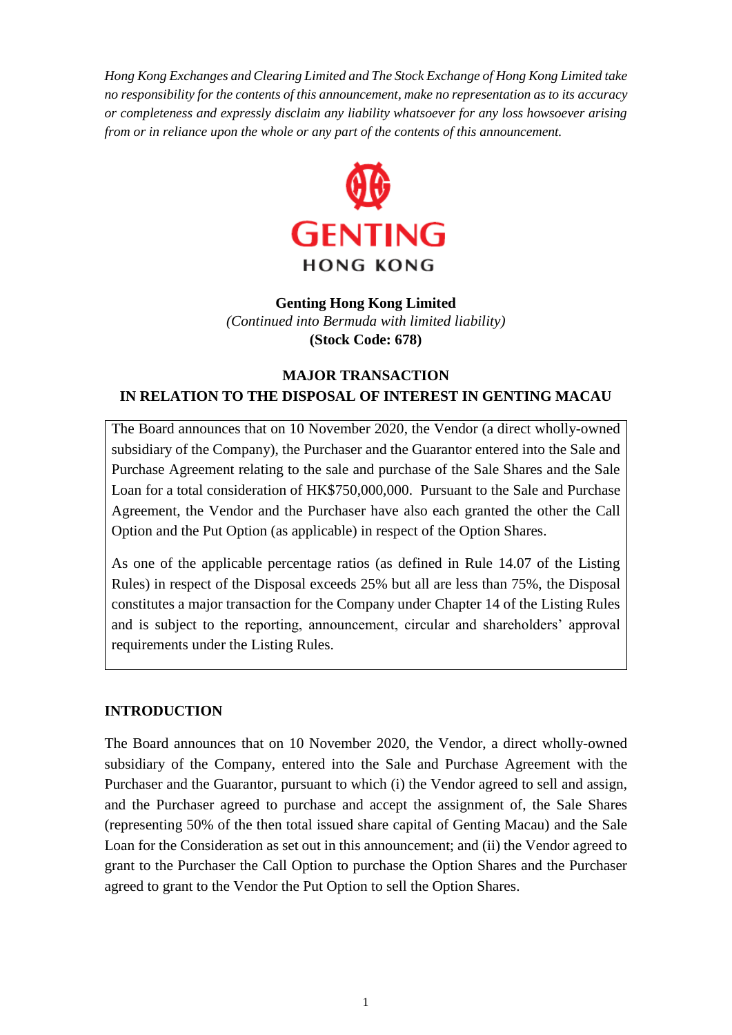*Hong Kong Exchanges and Clearing Limited and The Stock Exchange of Hong Kong Limited take no responsibility for the contents of this announcement, make no representation as to its accuracy or completeness and expressly disclaim any liability whatsoever for any loss howsoever arising from or in reliance upon the whole or any part of the contents of this announcement.*

GENTING
HONG KONG

**Genting Hong Kong Limited**
*(Continued into Bermuda with limited liability)*
**(Stock Code: 678)**

# MAJOR TRANSACTION IN RELATION TO THE DISPOSAL OF INTEREST IN GENTING MACAU

The Board announces that on 10 November 2020, the Vendor (a direct wholly-owned subsidiary of the Company), the Purchaser and the Guarantor entered into the Sale and Purchase Agreement relating to the sale and purchase of the Sale Shares and the Sale Loan for a total consideration of HK$750,000,000. Pursuant to the Sale and Purchase Agreement, the Vendor and the Purchaser have also each granted the other the Call Option and the Put Option (as applicable) in respect of the Option Shares.

As one of the applicable percentage ratios (as defined in Rule 14.07 of the Listing Rules) in respect of the Disposal exceeds 25% but all are less than 75%, the Disposal constitutes a major transaction for the Company under Chapter 14 of the Listing Rules and is subject to the reporting, announcement, circular and shareholders' approval requirements under the Listing Rules.

## INTRODUCTION

The Board announces that on 10 November 2020, the Vendor, a direct wholly-owned subsidiary of the Company, entered into the Sale and Purchase Agreement with the Purchaser and the Guarantor, pursuant to which (i) the Vendor agreed to sell and assign, and the Purchaser agreed to purchase and accept the assignment of, the Sale Shares (representing 50% of the then total issued share capital of Genting Macau) and the Sale Loan for the Consideration as set out in this announcement; and (ii) the Vendor agreed to grant to the Purchaser the Call Option to purchase the Option Shares and the Purchaser agreed to grant to the Vendor the Put Option to sell the Option Shares.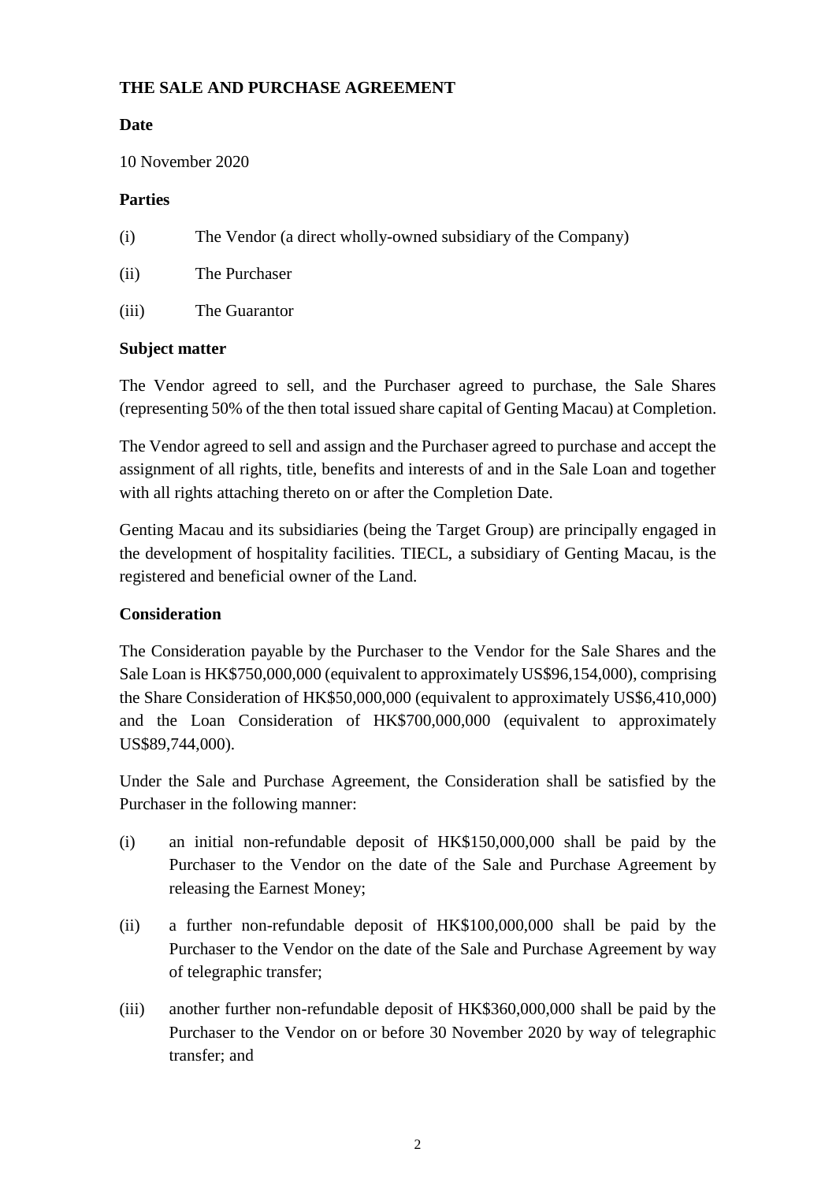**THE SALE AND PURCHASE AGREEMENT**

**Date**

10 November 2020

**Parties**

(i) The Vendor (a direct wholly-owned subsidiary of the Company)

(ii) The Purchaser

(iii) The Guarantor

**Subject matter**

The Vendor agreed to sell, and the Purchaser agreed to purchase, the Sale Shares (representing 50% of the then total issued share capital of Genting Macau) at Completion.

The Vendor agreed to sell and assign and the Purchaser agreed to purchase and accept the assignment of all rights, title, benefits and interests of and in the Sale Loan and together with all rights attaching thereto on or after the Completion Date.

Genting Macau and its subsidiaries (being the Target Group) are principally engaged in the development of hospitality facilities. TIECL, a subsidiary of Genting Macau, is the registered and beneficial owner of the Land.

**Consideration**

The Consideration payable by the Purchaser to the Vendor for the Sale Shares and the Sale Loan is HK$750,000,000 (equivalent to approximately US$96,154,000), comprising the Share Consideration of HK$50,000,000 (equivalent to approximately US$6,410,000) and the Loan Consideration of HK$700,000,000 (equivalent to approximately US$89,744,000).

Under the Sale and Purchase Agreement, the Consideration shall be satisfied by the Purchaser in the following manner:

(i) an initial non-refundable deposit of HK$150,000,000 shall be paid by the Purchaser to the Vendor on the date of the Sale and Purchase Agreement by releasing the Earnest Money;

(ii) a further non-refundable deposit of HK$100,000,000 shall be paid by the Purchaser to the Vendor on the date of the Sale and Purchase Agreement by way of telegraphic transfer;

(iii) another further non-refundable deposit of HK$360,000,000 shall be paid by the Purchaser to the Vendor on or before 30 November 2020 by way of telegraphic transfer; and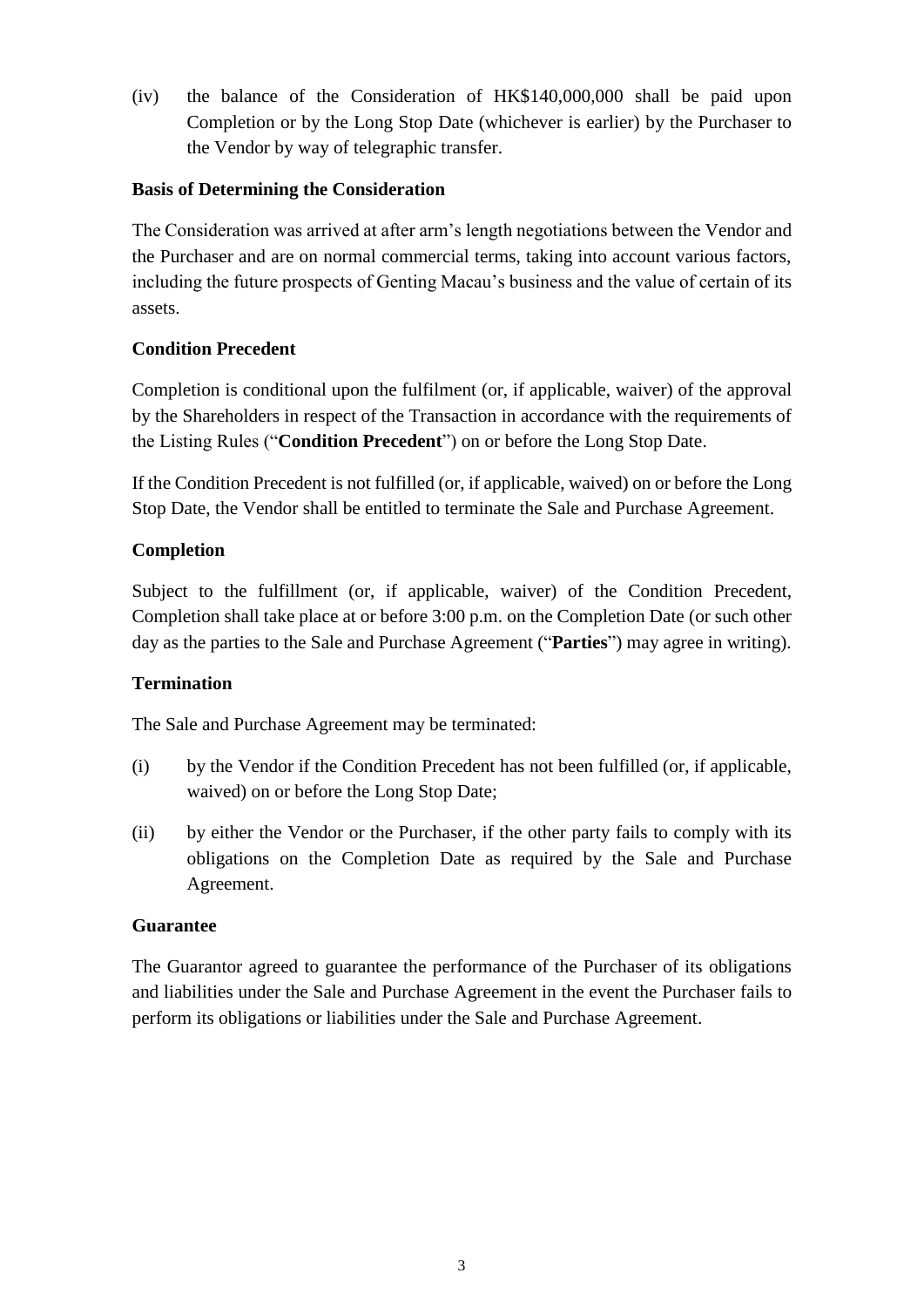(iv) the balance of the Consideration of HK$140,000,000 shall be paid upon Completion or by the Long Stop Date (whichever is earlier) by the Purchaser to the Vendor by way of telegraphic transfer.

**Basis of Determining the Consideration**

The Consideration was arrived at after arm's length negotiations between the Vendor and the Purchaser and are on normal commercial terms, taking into account various factors, including the future prospects of Genting Macau's business and the value of certain of its assets.

**Condition Precedent**

Completion is conditional upon the fulfilment (or, if applicable, waiver) of the approval by the Shareholders in respect of the Transaction in accordance with the requirements of the Listing Rules ("**Condition Precedent**") on or before the Long Stop Date.

If the Condition Precedent is not fulfilled (or, if applicable, waived) on or before the Long Stop Date, the Vendor shall be entitled to terminate the Sale and Purchase Agreement.

**Completion**

Subject to the fulfillment (or, if applicable, waiver) of the Condition Precedent, Completion shall take place at or before 3:00 p.m. on the Completion Date (or such other day as the parties to the Sale and Purchase Agreement ("**Parties**") may agree in writing).

**Termination**

The Sale and Purchase Agreement may be terminated:

(i) by the Vendor if the Condition Precedent has not been fulfilled (or, if applicable, waived) on or before the Long Stop Date;

(ii) by either the Vendor or the Purchaser, if the other party fails to comply with its obligations on the Completion Date as required by the Sale and Purchase Agreement.

**Guarantee**

The Guarantor agreed to guarantee the performance of the Purchaser of its obligations and liabilities under the Sale and Purchase Agreement in the event the Purchaser fails to perform its obligations or liabilities under the Sale and Purchase Agreement.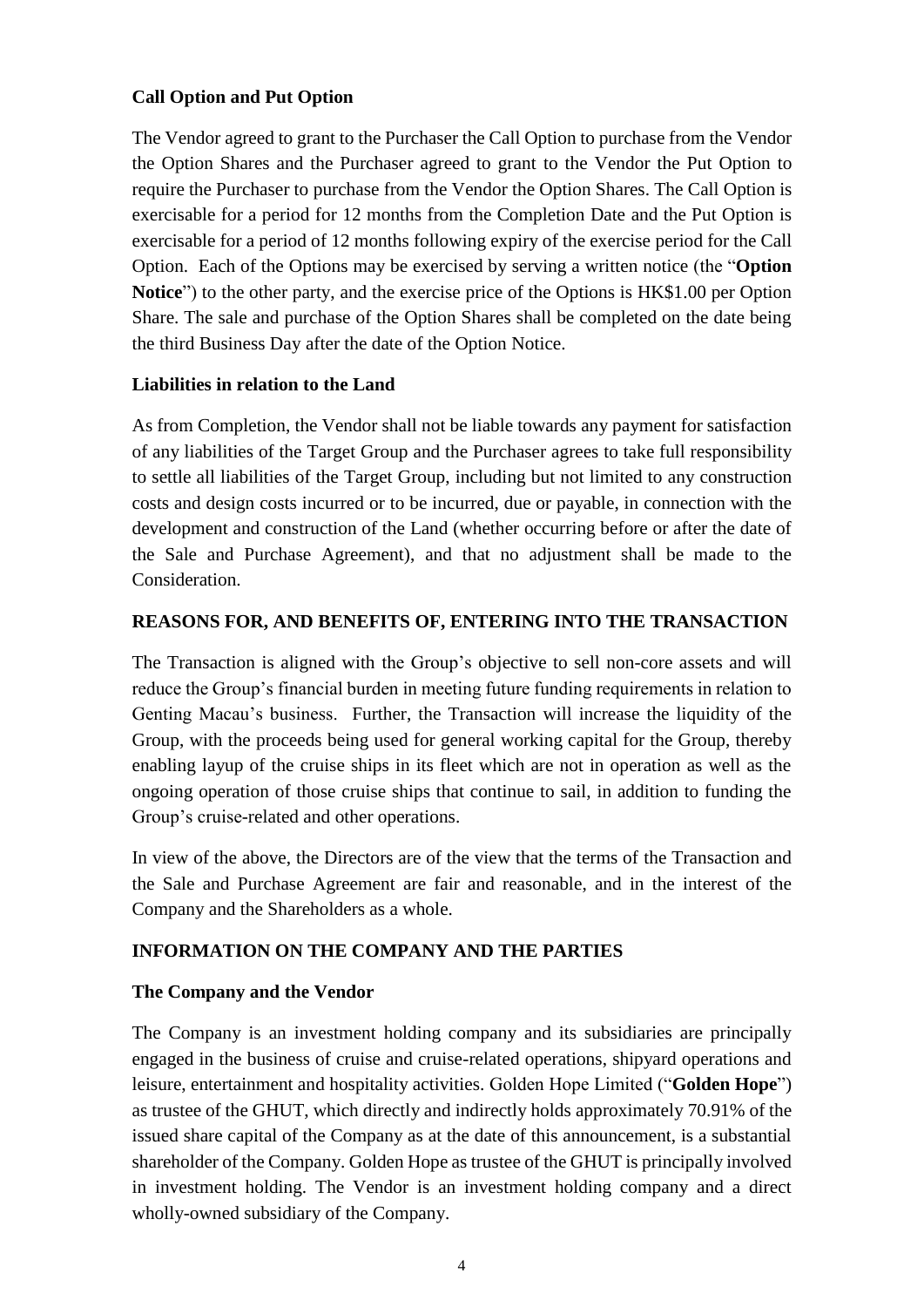**Call Option and Put Option**

The Vendor agreed to grant to the Purchaser the Call Option to purchase from the Vendor the Option Shares and the Purchaser agreed to grant to the Vendor the Put Option to require the Purchaser to purchase from the Vendor the Option Shares. The Call Option is exercisable for a period for 12 months from the Completion Date and the Put Option is exercisable for a period of 12 months following expiry of the exercise period for the Call Option. Each of the Options may be exercised by serving a written notice (the "**Option Notice**") to the other party, and the exercise price of the Options is HK$1.00 per Option Share. The sale and purchase of the Option Shares shall be completed on the date being the third Business Day after the date of the Option Notice.

**Liabilities in relation to the Land**

As from Completion, the Vendor shall not be liable towards any payment for satisfaction of any liabilities of the Target Group and the Purchaser agrees to take full responsibility to settle all liabilities of the Target Group, including but not limited to any construction costs and design costs incurred or to be incurred, due or payable, in connection with the development and construction of the Land (whether occurring before or after the date of the Sale and Purchase Agreement), and that no adjustment shall be made to the Consideration.

**REASONS FOR, AND BENEFITS OF, ENTERING INTO THE TRANSACTION**

The Transaction is aligned with the Group's objective to sell non-core assets and will reduce the Group's financial burden in meeting future funding requirements in relation to Genting Macau's business. Further, the Transaction will increase the liquidity of the Group, with the proceeds being used for general working capital for the Group, thereby enabling layup of the cruise ships in its fleet which are not in operation as well as the ongoing operation of those cruise ships that continue to sail, in addition to funding the Group's cruise-related and other operations.

In view of the above, the Directors are of the view that the terms of the Transaction and the Sale and Purchase Agreement are fair and reasonable, and in the interest of the Company and the Shareholders as a whole.

**INFORMATION ON THE COMPANY AND THE PARTIES**

**The Company and the Vendor**

The Company is an investment holding company and its subsidiaries are principally engaged in the business of cruise and cruise-related operations, shipyard operations and leisure, entertainment and hospitality activities. Golden Hope Limited ("**Golden Hope**") as trustee of the GHUT, which directly and indirectly holds approximately 70.91% of the issued share capital of the Company as at the date of this announcement, is a substantial shareholder of the Company. Golden Hope as trustee of the GHUT is principally involved in investment holding. The Vendor is an investment holding company and a direct wholly-owned subsidiary of the Company.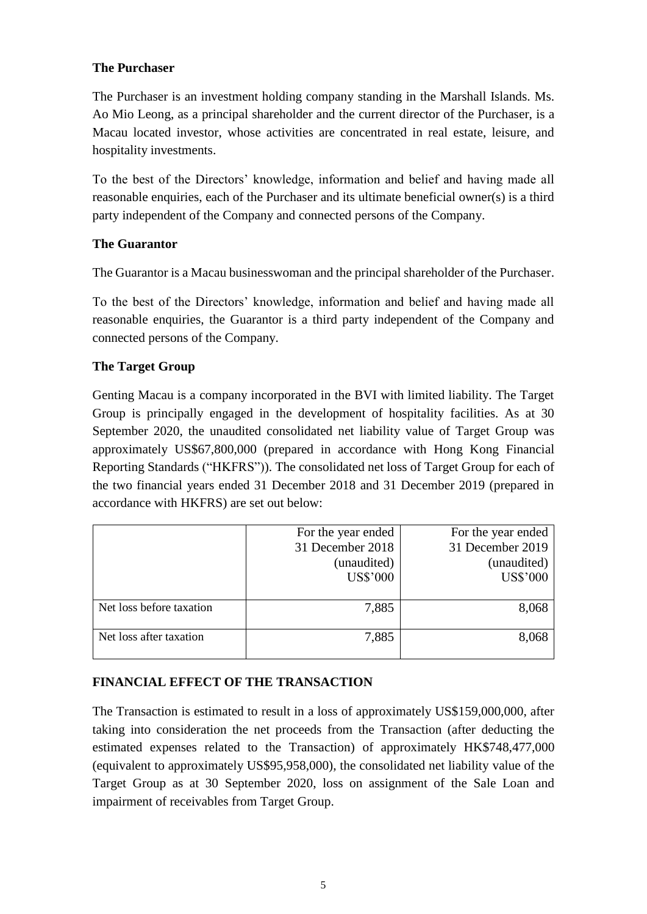**The Purchaser**

The Purchaser is an investment holding company standing in the Marshall Islands. Ms. Ao Mio Leong, as a principal shareholder and the current director of the Purchaser, is a Macau located investor, whose activities are concentrated in real estate, leisure, and hospitality investments.

To the best of the Directors' knowledge, information and belief and having made all reasonable enquiries, each of the Purchaser and its ultimate beneficial owner(s) is a third party independent of the Company and connected persons of the Company.

**The Guarantor**

The Guarantor is a Macau businesswoman and the principal shareholder of the Purchaser.

To the best of the Directors' knowledge, information and belief and having made all reasonable enquiries, the Guarantor is a third party independent of the Company and connected persons of the Company.

**The Target Group**

Genting Macau is a company incorporated in the BVI with limited liability. The Target Group is principally engaged in the development of hospitality facilities. As at 30 September 2020, the unaudited consolidated net liability value of Target Group was approximately US$67,800,000 (prepared in accordance with Hong Kong Financial Reporting Standards ("HKFRS")). The consolidated net loss of Target Group for each of the two financial years ended 31 December 2018 and 31 December 2019 (prepared in accordance with HKFRS) are set out below:

| | For the year ended 31 December 2018 (unaudited) US$'000 | For the year ended 31 December 2019 (unaudited) US$'000 |
|---|---|---|
| Net loss before taxation | 7,885 | 8,068 |
| Net loss after taxation | 7,885 | 8,068 |

**FINANCIAL EFFECT OF THE TRANSACTION**

The Transaction is estimated to result in a loss of approximately US$159,000,000, after taking into consideration the net proceeds from the Transaction (after deducting the estimated expenses related to the Transaction) of approximately HK$748,477,000 (equivalent to approximately US$95,958,000), the consolidated net liability value of the Target Group as at 30 September 2020, loss on assignment of the Sale Loan and impairment of receivables from Target Group.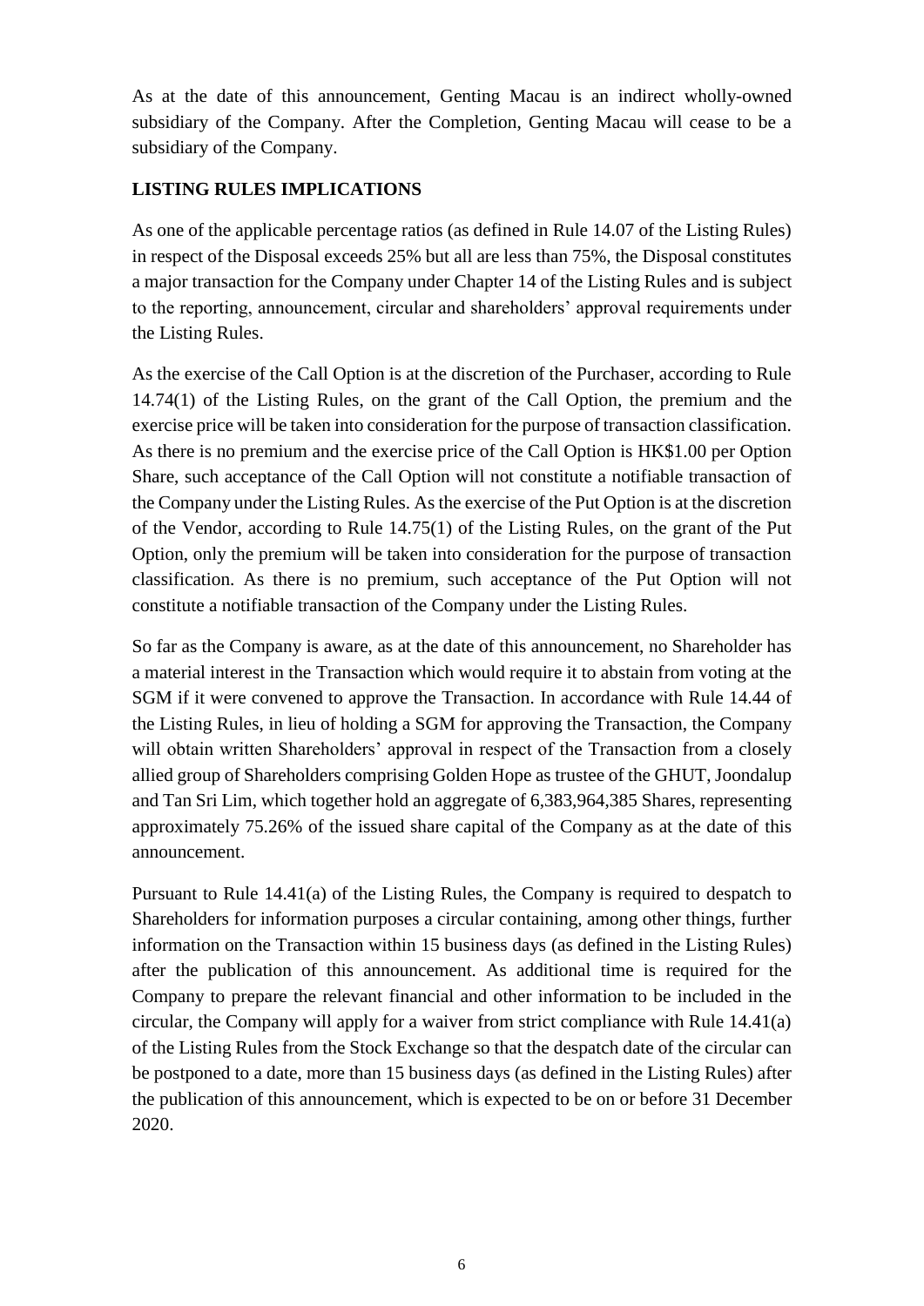As at the date of this announcement, Genting Macau is an indirect wholly-owned subsidiary of the Company. After the Completion, Genting Macau will cease to be a subsidiary of the Company.

## LISTING RULES IMPLICATIONS

As one of the applicable percentage ratios (as defined in Rule 14.07 of the Listing Rules) in respect of the Disposal exceeds 25% but all are less than 75%, the Disposal constitutes a major transaction for the Company under Chapter 14 of the Listing Rules and is subject to the reporting, announcement, circular and shareholders' approval requirements under the Listing Rules.

As the exercise of the Call Option is at the discretion of the Purchaser, according to Rule 14.74(1) of the Listing Rules, on the grant of the Call Option, the premium and the exercise price will be taken into consideration for the purpose of transaction classification. As there is no premium and the exercise price of the Call Option is HK$1.00 per Option Share, such acceptance of the Call Option will not constitute a notifiable transaction of the Company under the Listing Rules. As the exercise of the Put Option is at the discretion of the Vendor, according to Rule 14.75(1) of the Listing Rules, on the grant of the Put Option, only the premium will be taken into consideration for the purpose of transaction classification. As there is no premium, such acceptance of the Put Option will not constitute a notifiable transaction of the Company under the Listing Rules.

So far as the Company is aware, as at the date of this announcement, no Shareholder has a material interest in the Transaction which would require it to abstain from voting at the SGM if it were convened to approve the Transaction. In accordance with Rule 14.44 of the Listing Rules, in lieu of holding a SGM for approving the Transaction, the Company will obtain written Shareholders' approval in respect of the Transaction from a closely allied group of Shareholders comprising Golden Hope as trustee of the GHUT, Joondalup and Tan Sri Lim, which together hold an aggregate of 6,383,964,385 Shares, representing approximately 75.26% of the issued share capital of the Company as at the date of this announcement.

Pursuant to Rule 14.41(a) of the Listing Rules, the Company is required to despatch to Shareholders for information purposes a circular containing, among other things, further information on the Transaction within 15 business days (as defined in the Listing Rules) after the publication of this announcement. As additional time is required for the Company to prepare the relevant financial and other information to be included in the circular, the Company will apply for a waiver from strict compliance with Rule 14.41(a) of the Listing Rules from the Stock Exchange so that the despatch date of the circular can be postponed to a date, more than 15 business days (as defined in the Listing Rules) after the publication of this announcement, which is expected to be on or before 31 December 2020.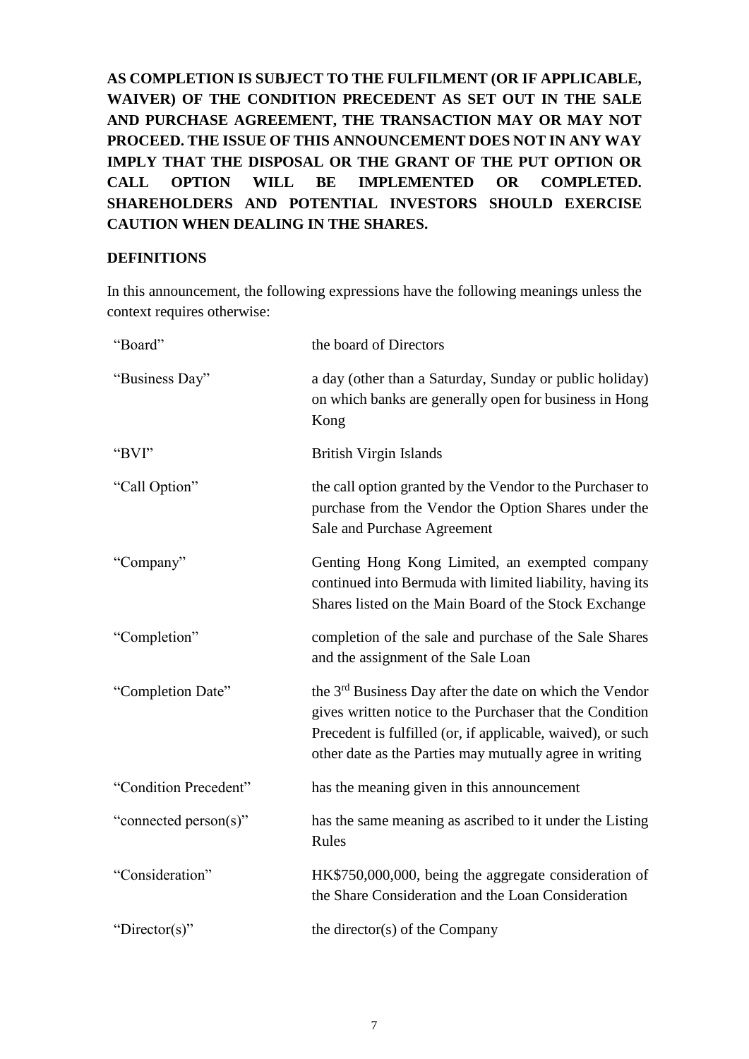**AS COMPLETION IS SUBJECT TO THE FULFILMENT (OR IF APPLICABLE, WAIVER) OF THE CONDITION PRECEDENT AS SET OUT IN THE SALE AND PURCHASE AGREEMENT, THE TRANSACTION MAY OR MAY NOT PROCEED. THE ISSUE OF THIS ANNOUNCEMENT DOES NOT IN ANY WAY IMPLY THAT THE DISPOSAL OR THE GRANT OF THE PUT OPTION OR CALL OPTION WILL BE IMPLEMENTED OR COMPLETED. SHAREHOLDERS AND POTENTIAL INVESTORS SHOULD EXERCISE CAUTION WHEN DEALING IN THE SHARES.**

**DEFINITIONS**

In this announcement, the following expressions have the following meanings unless the context requires otherwise:

| | |
|---|---|
| "Board" | the board of Directors |
| "Business Day" | a day (other than a Saturday, Sunday or public holiday) on which banks are generally open for business in Hong Kong |
| "BVI" | British Virgin Islands |
| "Call Option" | the call option granted by the Vendor to the Purchaser to purchase from the Vendor the Option Shares under the Sale and Purchase Agreement |
| "Company" | Genting Hong Kong Limited, an exempted company continued into Bermuda with limited liability, having its Shares listed on the Main Board of the Stock Exchange |
| "Completion" | completion of the sale and purchase of the Sale Shares and the assignment of the Sale Loan |
| "Completion Date" | the 3rd Business Day after the date on which the Vendor gives written notice to the Purchaser that the Condition Precedent is fulfilled (or, if applicable, waived), or such other date as the Parties may mutually agree in writing |
| "Condition Precedent" | has the meaning given in this announcement |
| "connected person(s)" | has the same meaning as ascribed to it under the Listing Rules |
| "Consideration" | HK$750,000,000, being the aggregate consideration of the Share Consideration and the Loan Consideration |
| "Director(s)" | the director(s) of the Company |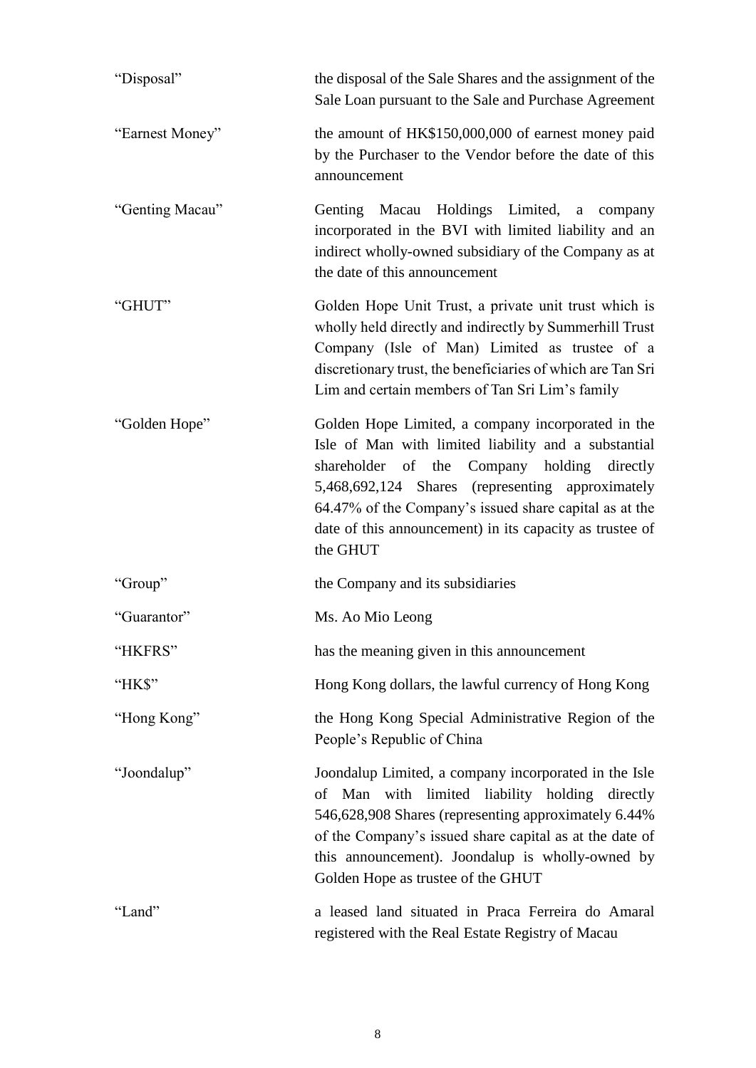| | |
|---|---|
| "Disposal" | the disposal of the Sale Shares and the assignment of the Sale Loan pursuant to the Sale and Purchase Agreement |
| "Earnest Money" | the amount of HK$150,000,000 of earnest money paid by the Purchaser to the Vendor before the date of this announcement |
| "Genting Macau" | Genting Macau Holdings Limited, a company incorporated in the BVI with limited liability and an indirect wholly-owned subsidiary of the Company as at the date of this announcement |
| "GHUT" | Golden Hope Unit Trust, a private unit trust which is wholly held directly and indirectly by Summerhill Trust Company (Isle of Man) Limited as trustee of a discretionary trust, the beneficiaries of which are Tan Sri Lim and certain members of Tan Sri Lim's family |
| "Golden Hope" | Golden Hope Limited, a company incorporated in the Isle of Man with limited liability and a substantial shareholder of the Company holding directly 5,468,692,124 Shares (representing approximately 64.47% of the Company's issued share capital as at the date of this announcement) in its capacity as trustee of the GHUT |
| "Group" | the Company and its subsidiaries |
| "Guarantor" | Ms. Ao Mio Leong |
| "HKFRS" | has the meaning given in this announcement |
| "HK$" | Hong Kong dollars, the lawful currency of Hong Kong |
| "Hong Kong" | the Hong Kong Special Administrative Region of the People's Republic of China |
| "Joondalup" | Joondalup Limited, a company incorporated in the Isle of Man with limited liability holding directly 546,628,908 Shares (representing approximately 6.44% of the Company's issued share capital as at the date of this announcement). Joondalup is wholly-owned by Golden Hope as trustee of the GHUT |
| "Land" | a leased land situated in Praca Ferreira do Amaral registered with the Real Estate Registry of Macau |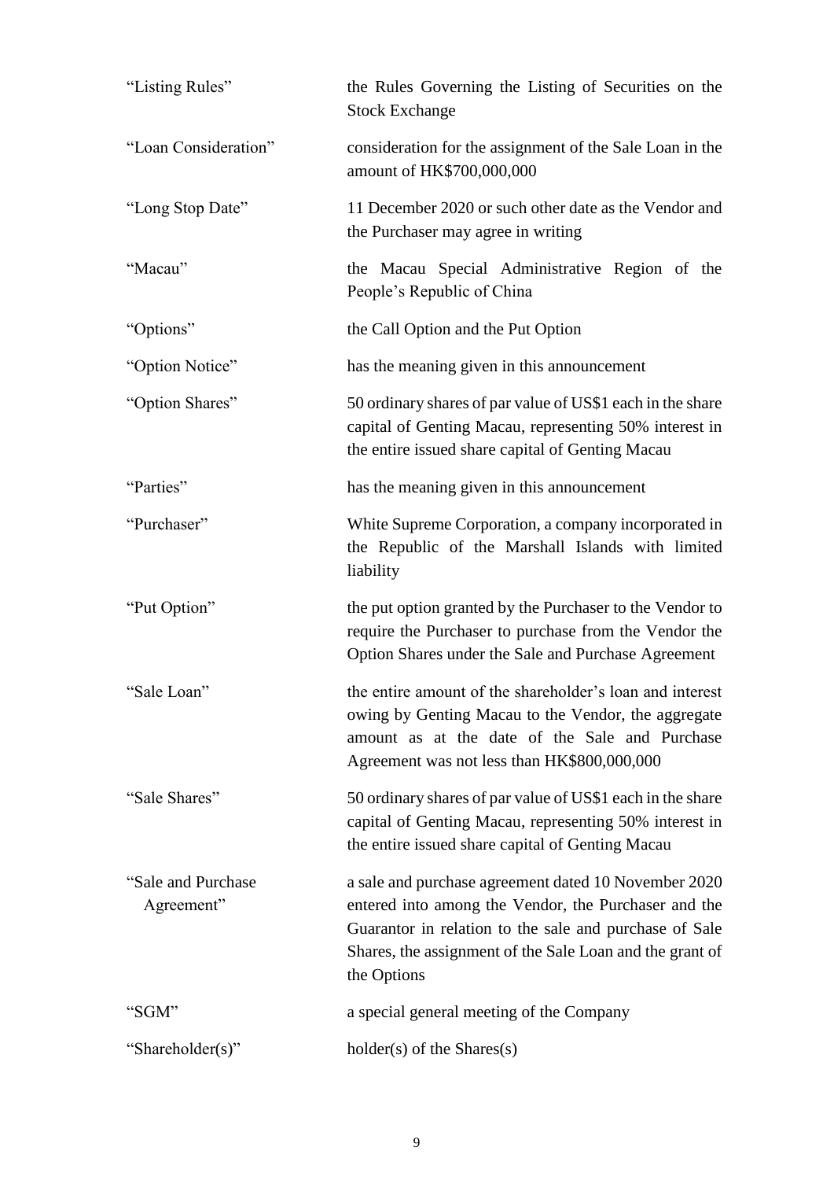| | |
|---|---|
| "Listing Rules" | the Rules Governing the Listing of Securities on the Stock Exchange |
| "Loan Consideration" | consideration for the assignment of the Sale Loan in the amount of HK$700,000,000 |
| "Long Stop Date" | 11 December 2020 or such other date as the Vendor and the Purchaser may agree in writing |
| "Macau" | the Macau Special Administrative Region of the People's Republic of China |
| "Options" | the Call Option and the Put Option |
| "Option Notice" | has the meaning given in this announcement |
| "Option Shares" | 50 ordinary shares of par value of US$1 each in the share capital of Genting Macau, representing 50% interest in the entire issued share capital of Genting Macau |
| "Parties" | has the meaning given in this announcement |
| "Purchaser" | White Supreme Corporation, a company incorporated in the Republic of the Marshall Islands with limited liability |
| "Put Option" | the put option granted by the Purchaser to the Vendor to require the Purchaser to purchase from the Vendor the Option Shares under the Sale and Purchase Agreement |
| "Sale Loan" | the entire amount of the shareholder's loan and interest owing by Genting Macau to the Vendor, the aggregate amount as at the date of the Sale and Purchase Agreement was not less than HK$800,000,000 |
| "Sale Shares" | 50 ordinary shares of par value of US$1 each in the share capital of Genting Macau, representing 50% interest in the entire issued share capital of Genting Macau |
| "Sale and Purchase Agreement" | a sale and purchase agreement dated 10 November 2020 entered into among the Vendor, the Purchaser and the Guarantor in relation to the sale and purchase of Sale Shares, the assignment of the Sale Loan and the grant of the Options |
| "SGM" | a special general meeting of the Company |
| "Shareholder(s)" | holder(s) of the Shares(s) |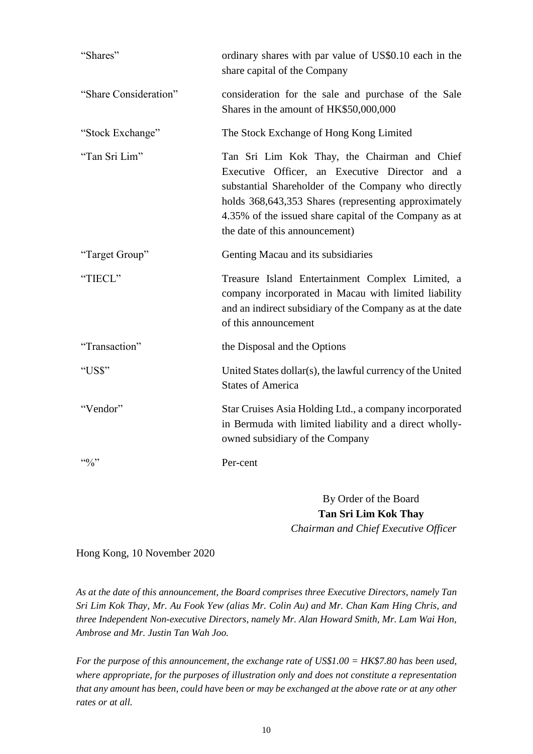| | |
|---|---|
| "Shares" | ordinary shares with par value of US$0.10 each in the share capital of the Company |
| "Share Consideration" | consideration for the sale and purchase of the Sale Shares in the amount of HK$50,000,000 |
| "Stock Exchange" | The Stock Exchange of Hong Kong Limited |
| "Tan Sri Lim" | Tan Sri Lim Kok Thay, the Chairman and Chief Executive Officer, an Executive Director and a substantial Shareholder of the Company who directly holds 368,643,353 Shares (representing approximately 4.35% of the issued share capital of the Company as at the date of this announcement) |
| "Target Group" | Genting Macau and its subsidiaries |
| "TIECL" | Treasure Island Entertainment Complex Limited, a company incorporated in Macau with limited liability and an indirect subsidiary of the Company as at the date of this announcement |
| "Transaction" | the Disposal and the Options |
| "US$" | United States dollar(s), the lawful currency of the United States of America |
| "Vendor" | Star Cruises Asia Holding Ltd., a company incorporated in Bermuda with limited liability and a direct wholly-owned subsidiary of the Company |
| "%" | Per-cent |

By Order of the Board
**Tan Sri Lim Kok Thay**
*Chairman and Chief Executive Officer*

Hong Kong, 10 November 2020

*As at the date of this announcement, the Board comprises three Executive Directors, namely Tan Sri Lim Kok Thay, Mr. Au Fook Yew (alias Mr. Colin Au) and Mr. Chan Kam Hing Chris, and three Independent Non-executive Directors, namely Mr. Alan Howard Smith, Mr. Lam Wai Hon, Ambrose and Mr. Justin Tan Wah Joo.*

*For the purpose of this announcement, the exchange rate of US$1.00 = HK$7.80 has been used, where appropriate, for the purposes of illustration only and does not constitute a representation that any amount has been, could have been or may be exchanged at the above rate or at any other rates or at all.*